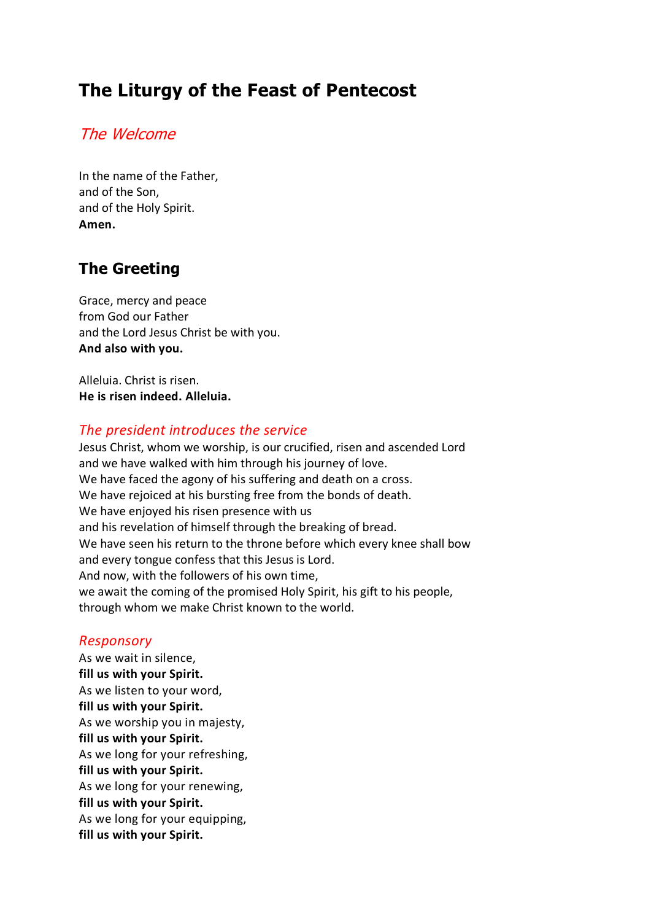# The Liturgy of the Feast of Pentecost

## *The Welcome*

In the name of the Father,
and of the Son,
and of the Holy Spirit.
**Amen.**

## The Greeting

Grace, mercy and peace
from God our Father
and the Lord Jesus Christ be with you.
**And also with you.**

Alleluia. Christ is risen.
**He is risen indeed. Alleluia.**

### *The president introduces the service*

Jesus Christ, whom we worship, is our crucified, risen and ascended Lord
and we have walked with him through his journey of love.
We have faced the agony of his suffering and death on a cross.
We have rejoiced at his bursting free from the bonds of death.
We have enjoyed his risen presence with us
and his revelation of himself through the breaking of bread.
We have seen his return to the throne before which every knee shall bow
and every tongue confess that this Jesus is Lord.
And now, with the followers of his own time,
we await the coming of the promised Holy Spirit, his gift to his people,
through whom we make Christ known to the world.

### *Responsory*

As we wait in silence,
**fill us with your Spirit.**
As we listen to your word,
**fill us with your Spirit.**
As we worship you in majesty,
**fill us with your Spirit.**
As we long for your refreshing,
**fill us with your Spirit.**
As we long for your renewing,
**fill us with your Spirit.**
As we long for your equipping,
**fill us with your Spirit.**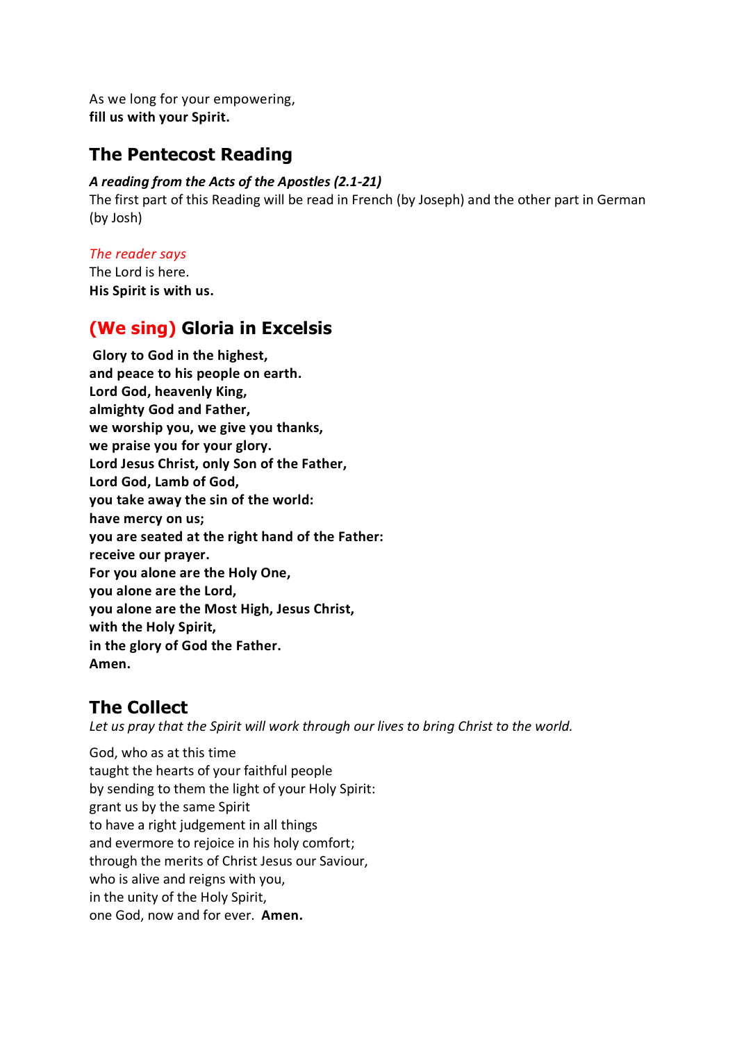As we long for your empowering,
**fill us with your Spirit.**

## The Pentecost Reading

***A reading from the Acts of the Apostles (2.1-21)***

The first part of this Reading will be read in French (by Joseph) and the other part in German (by Josh)

*The reader says*

The Lord is here.
**His Spirit is with us.**

## (We sing) Gloria in Excelsis

**Glory to God in the highest,**
**and peace to his people on earth.**
**Lord God, heavenly King,**
**almighty God and Father,**
**we worship you, we give you thanks,**
**we praise you for your glory.**
**Lord Jesus Christ, only Son of the Father,**
**Lord God, Lamb of God,**
**you take away the sin of the world:**
**have mercy on us;**
**you are seated at the right hand of the Father:**
**receive our prayer.**
**For you alone are the Holy One,**
**you alone are the Lord,**
**you alone are the Most High, Jesus Christ,**
**with the Holy Spirit,**
**in the glory of God the Father.**
**Amen.**

## The Collect

*Let us pray that the Spirit will work through our lives to bring Christ to the world.*

God, who as at this time
taught the hearts of your faithful people
by sending to them the light of your Holy Spirit:
grant us by the same Spirit
to have a right judgement in all things
and evermore to rejoice in his holy comfort;
through the merits of Christ Jesus our Saviour,
who is alive and reigns with you,
in the unity of the Holy Spirit,
one God, now and for ever. **Amen.**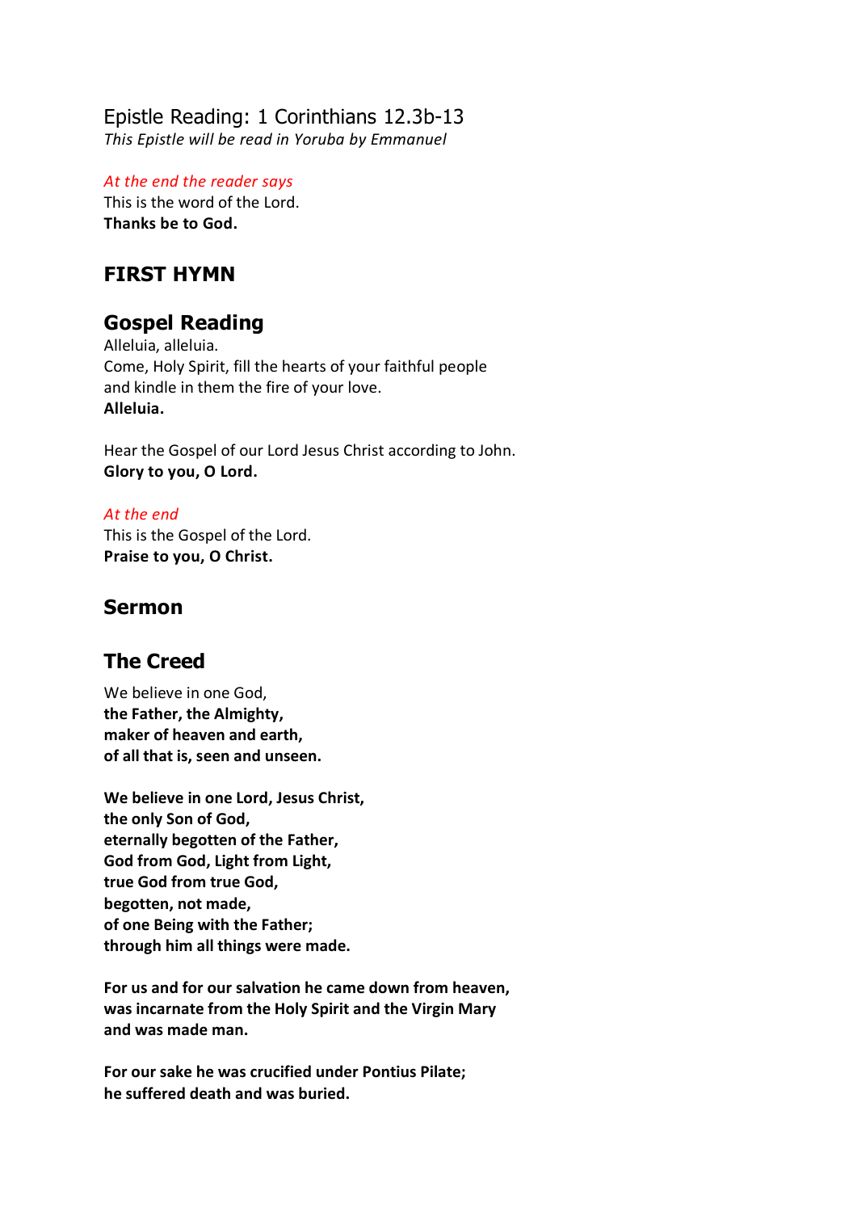Epistle Reading: 1 Corinthians 12.3b-13
*This Epistle will be read in Yoruba by Emmanuel*

*At the end the reader says*
This is the word of the Lord.
**Thanks be to God.**

## FIRST HYMN

## Gospel Reading

Alleluia, alleluia.
Come, Holy Spirit, fill the hearts of your faithful people
and kindle in them the fire of your love.
**Alleluia.**

Hear the Gospel of our Lord Jesus Christ according to John.
**Glory to you, O Lord.**

*At the end*
This is the Gospel of the Lord.
**Praise to you, O Christ.**

## Sermon

## The Creed

We believe in one God,
**the Father, the Almighty,**
**maker of heaven and earth,**
**of all that is, seen and unseen.**

**We believe in one Lord, Jesus Christ,**
**the only Son of God,**
**eternally begotten of the Father,**
**God from God, Light from Light,**
**true God from true God,**
**begotten, not made,**
**of one Being with the Father;**
**through him all things were made.**

**For us and for our salvation he came down from heaven,**
**was incarnate from the Holy Spirit and the Virgin Mary**
**and was made man.**

**For our sake he was crucified under Pontius Pilate;**
**he suffered death and was buried.**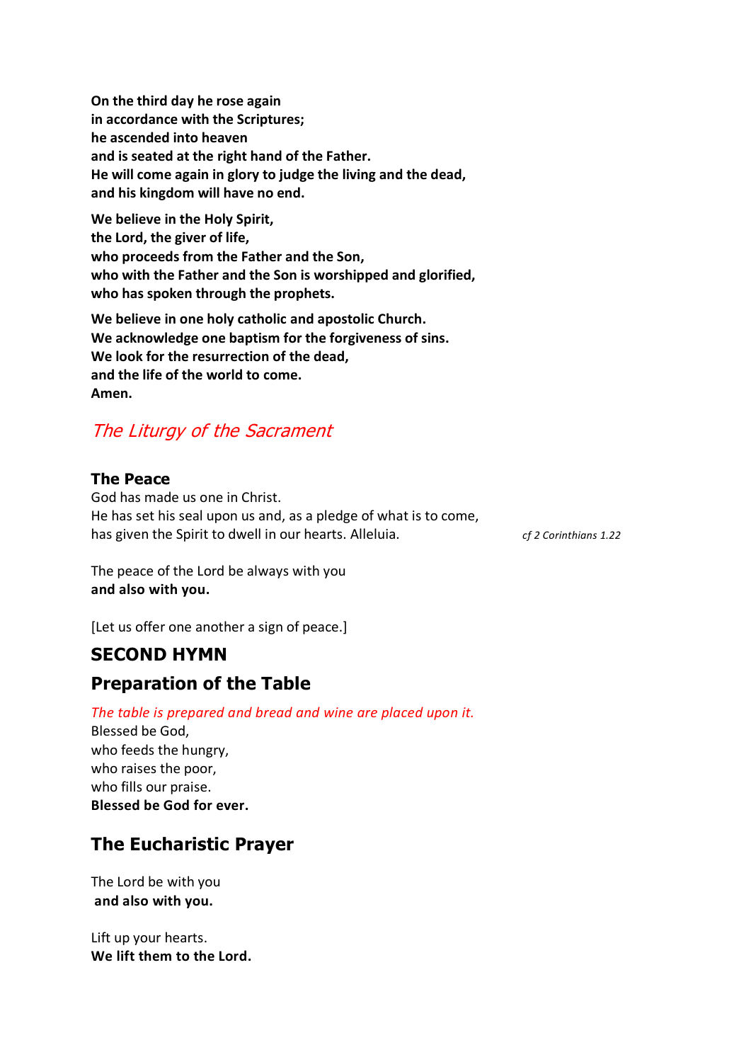**On the third day he rose again**
**in accordance with the Scriptures;**
**he ascended into heaven**
**and is seated at the right hand of the Father.**
**He will come again in glory to judge the living and the dead,**
**and his kingdom will have no end.**

**We believe in the Holy Spirit,**
**the Lord, the giver of life,**
**who proceeds from the Father and the Son,**
**who with the Father and the Son is worshipped and glorified,**
**who has spoken through the prophets.**

**We believe in one holy catholic and apostolic Church.**
**We acknowledge one baptism for the forgiveness of sins.**
**We look for the resurrection of the dead,**
**and the life of the world to come.**
**Amen.**

## *The Liturgy of the Sacrament*

### The Peace

God has made us one in Christ.
He has set his seal upon us and, as a pledge of what is to come,
has given the Spirit to dwell in our hearts. Alleluia.

*cf 2 Corinthians 1.22*

The peace of the Lord be always with you
**and also with you.**

[Let us offer one another a sign of peace.]

## SECOND HYMN

## Preparation of the Table

*The table is prepared and bread and wine are placed upon it.*

Blessed be God,
who feeds the hungry,
who raises the poor,
who fills our praise.
**Blessed be God for ever.**

## The Eucharistic Prayer

The Lord be with you
**and also with you.**

Lift up your hearts.
**We lift them to the Lord.**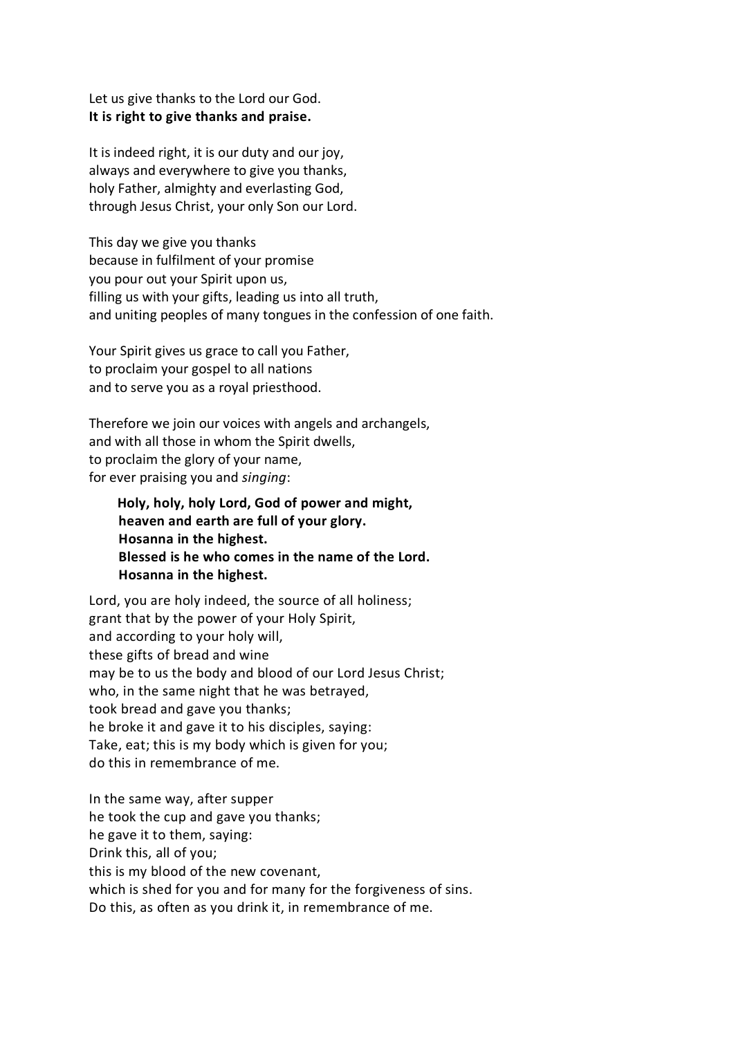Let us give thanks to the Lord our God.
**It is right to give thanks and praise.**

It is indeed right, it is our duty and our joy,
always and everywhere to give you thanks,
holy Father, almighty and everlasting God,
through Jesus Christ, your only Son our Lord.

This day we give you thanks
because in fulfilment of your promise
you pour out your Spirit upon us,
filling us with your gifts, leading us into all truth,
and uniting peoples of many tongues in the confession of one faith.

Your Spirit gives us grace to call you Father,
to proclaim your gospel to all nations
and to serve you as a royal priesthood.

Therefore we join our voices with angels and archangels,
and with all those in whom the Spirit dwells,
to proclaim the glory of your name,
for ever praising you and *singing*:

> **Holy, holy, holy Lord, God of power and might,**
> **heaven and earth are full of your glory.**
> **Hosanna in the highest.**
> **Blessed is he who comes in the name of the Lord.**
> **Hosanna in the highest.**

Lord, you are holy indeed, the source of all holiness;
grant that by the power of your Holy Spirit,
and according to your holy will,
these gifts of bread and wine
may be to us the body and blood of our Lord Jesus Christ;
who, in the same night that he was betrayed,
took bread and gave you thanks;
he broke it and gave it to his disciples, saying:
Take, eat; this is my body which is given for you;
do this in remembrance of me.

In the same way, after supper
he took the cup and gave you thanks;
he gave it to them, saying:
Drink this, all of you;
this is my blood of the new covenant,
which is shed for you and for many for the forgiveness of sins.
Do this, as often as you drink it, in remembrance of me.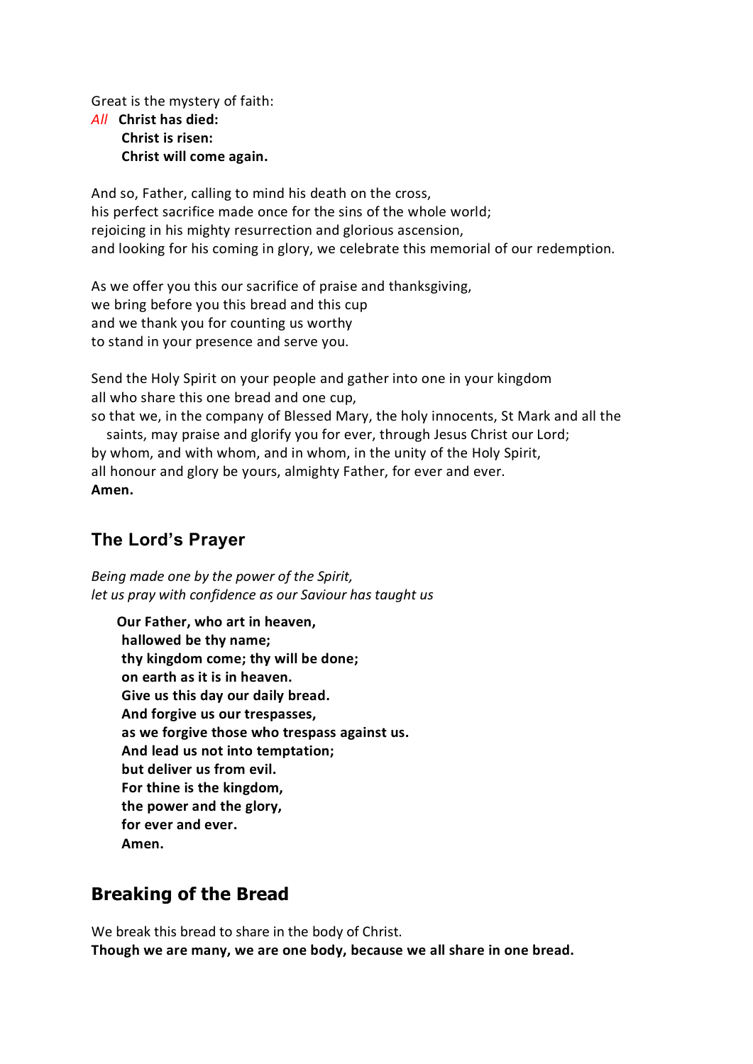Great is the mystery of faith:

*All* **Christ has died:**
**Christ is risen:**
**Christ will come again.**

And so, Father, calling to mind his death on the cross,
his perfect sacrifice made once for the sins of the whole world;
rejoicing in his mighty resurrection and glorious ascension,
and looking for his coming in glory, we celebrate this memorial of our redemption.

As we offer you this our sacrifice of praise and thanksgiving,
we bring before you this bread and this cup
and we thank you for counting us worthy
to stand in your presence and serve you.

Send the Holy Spirit on your people and gather into one in your kingdom
all who share this one bread and one cup,
so that we, in the company of Blessed Mary, the holy innocents, St Mark and all the saints, may praise and glorify you for ever, through Jesus Christ our Lord;
by whom, and with whom, and in whom, in the unity of the Holy Spirit,
all honour and glory be yours, almighty Father, for ever and ever.
**Amen.**

## The Lord's Prayer

*Being made one by the power of the Spirit,*
*let us pray with confidence as our Saviour has taught us*

**Our Father, who art in heaven,**
**hallowed be thy name;**
**thy kingdom come; thy will be done;**
**on earth as it is in heaven.**
**Give us this day our daily bread.**
**And forgive us our trespasses,**
**as we forgive those who trespass against us.**
**And lead us not into temptation;**
**but deliver us from evil.**
**For thine is the kingdom,**
**the power and the glory,**
**for ever and ever.**
**Amen.**

## Breaking of the Bread

We break this bread to share in the body of Christ.
**Though we are many, we are one body, because we all share in one bread.**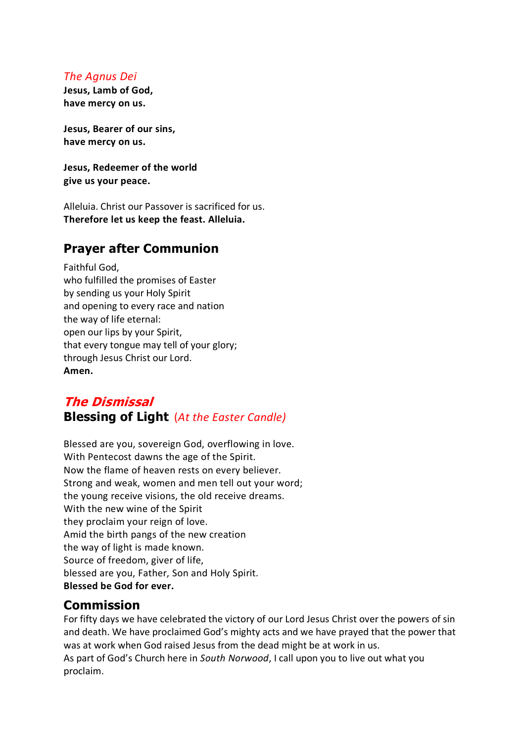*The Agnus Dei*

**Jesus, Lamb of God,**
**have mercy on us.**

**Jesus, Bearer of our sins,**
**have mercy on us.**

**Jesus, Redeemer of the world**
**give us your peace.**

Alleluia. Christ our Passover is sacrificed for us.
**Therefore let us keep the feast. Alleluia.**

## Prayer after Communion

Faithful God,
who fulfilled the promises of Easter
by sending us your Holy Spirit
and opening to every race and nation
the way of life eternal:
open our lips by your Spirit,
that every tongue may tell of your glory;
through Jesus Christ our Lord.
**Amen.**

## ***The Dismissal***

## Blessing of Light *(At the Easter Candle)*

Blessed are you, sovereign God, overflowing in love.
With Pentecost dawns the age of the Spirit.
Now the flame of heaven rests on every believer.
Strong and weak, women and men tell out your word;
the young receive visions, the old receive dreams.
With the new wine of the Spirit
they proclaim your reign of love.
Amid the birth pangs of the new creation
the way of light is made known.
Source of freedom, giver of life,
blessed are you, Father, Son and Holy Spirit.
**Blessed be God for ever.**

## Commission

For fifty days we have celebrated the victory of our Lord Jesus Christ over the powers of sin and death. We have proclaimed God's mighty acts and we have prayed that the power that was at work when God raised Jesus from the dead might be at work in us.
As part of God's Church here in *South Norwood*, I call upon you to live out what you proclaim.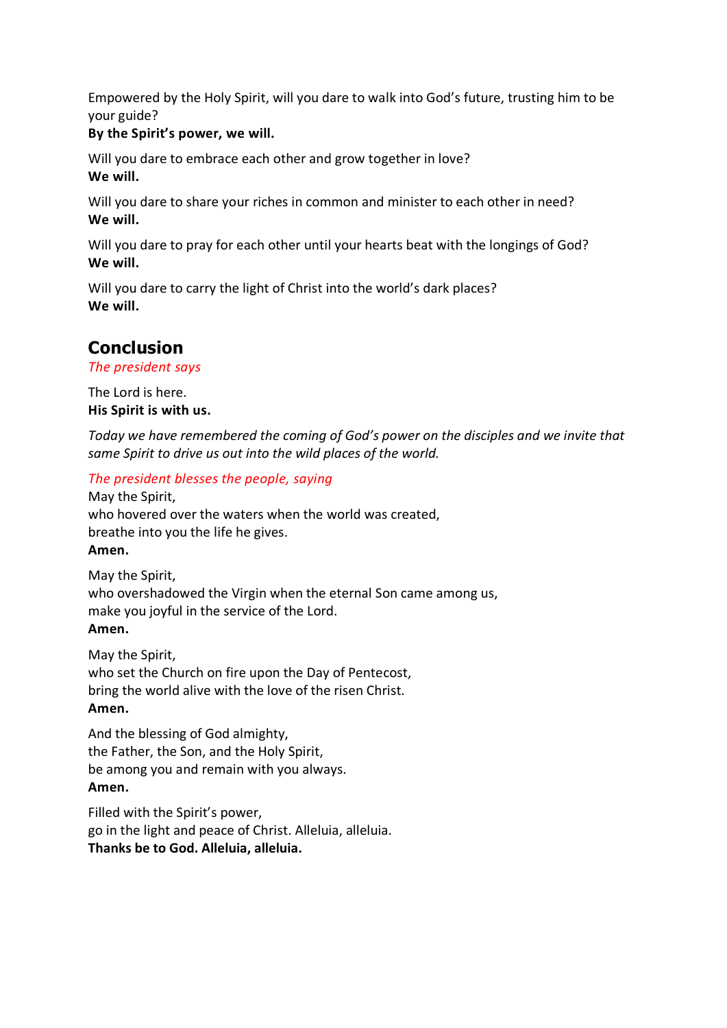Empowered by the Holy Spirit, will you dare to walk into God's future, trusting him to be your guide?
**By the Spirit's power, we will.**

Will you dare to embrace each other and grow together in love?
**We will.**

Will you dare to share your riches in common and minister to each other in need?
**We will.**

Will you dare to pray for each other until your hearts beat with the longings of God?
**We will.**

Will you dare to carry the light of Christ into the world's dark places?
**We will.**

## Conclusion

*The president says*

The Lord is here.
**His Spirit is with us.**

*Today we have remembered the coming of God's power on the disciples and we invite that same Spirit to drive us out into the wild places of the world.*

*The president blesses the people, saying*

May the Spirit,
who hovered over the waters when the world was created,
breathe into you the life he gives.
**Amen.**

May the Spirit,
who overshadowed the Virgin when the eternal Son came among us,
make you joyful in the service of the Lord.
**Amen.**

May the Spirit,
who set the Church on fire upon the Day of Pentecost,
bring the world alive with the love of the risen Christ.
**Amen.**

And the blessing of God almighty,
the Father, the Son, and the Holy Spirit,
be among you and remain with you always.
**Amen.**

Filled with the Spirit's power,
go in the light and peace of Christ. Alleluia, alleluia.
**Thanks be to God. Alleluia, alleluia.**